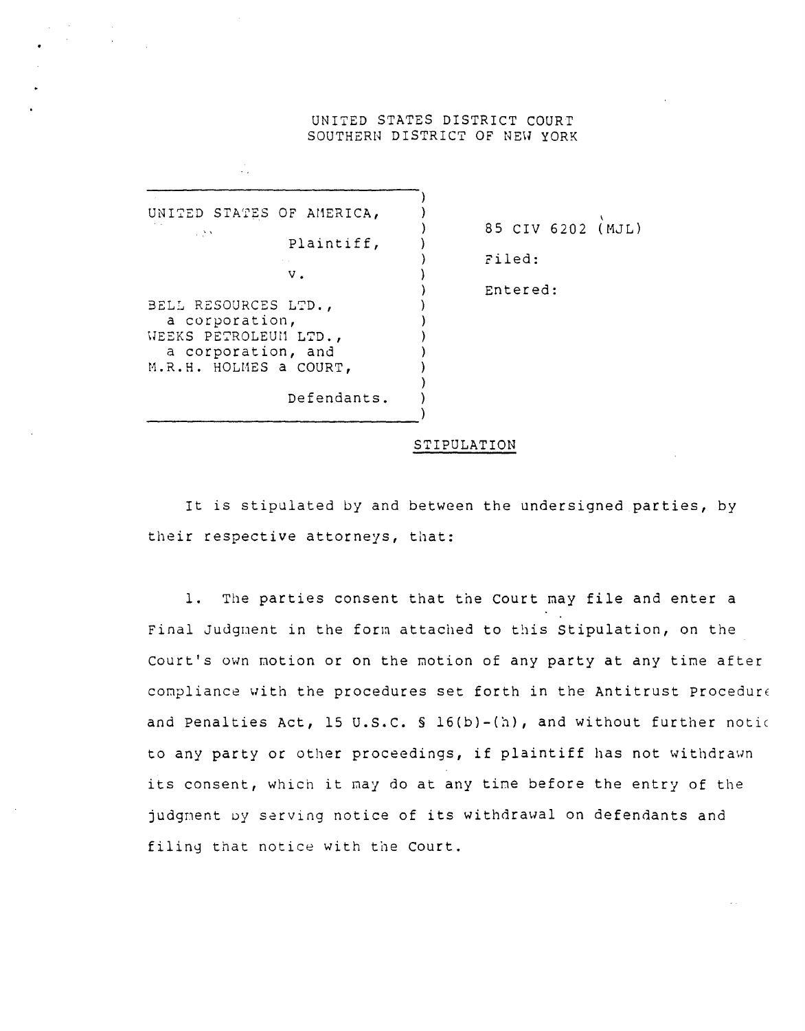UNITED STATES DISTRICT COURT
SOUTHERN DISTRICT OF NEW YORK

| | |
|---|---|
| UNITED STATES OF AMERICA,<br><br>Plaintiff,<br><br>v.<br><br>BELL RESOURCES LTD., a corporation, WEEKS PETROLEUM LTD., a corporation, and M.R.H. HOLMES a COURT,<br><br>Defendants. | 85 CIV 6202 (MJL)<br><br>Filed:<br><br>Entered: |

STIPULATION

It is stipulated by and between the undersigned parties, by their respective attorneys, that:

1. The parties consent that the Court may file and enter a Final Judgment in the form attached to this Stipulation, on the Court's own motion or on the motion of any party at any time after compliance with the procedures set forth in the Antitrust Procedure and Penalties Act, 15 U.S.C. § 16(b)-(h), and without further notice to any party or other proceedings, if plaintiff has not withdrawn its consent, which it may do at any time before the entry of the judgment by serving notice of its withdrawal on defendants and filing that notice with the Court.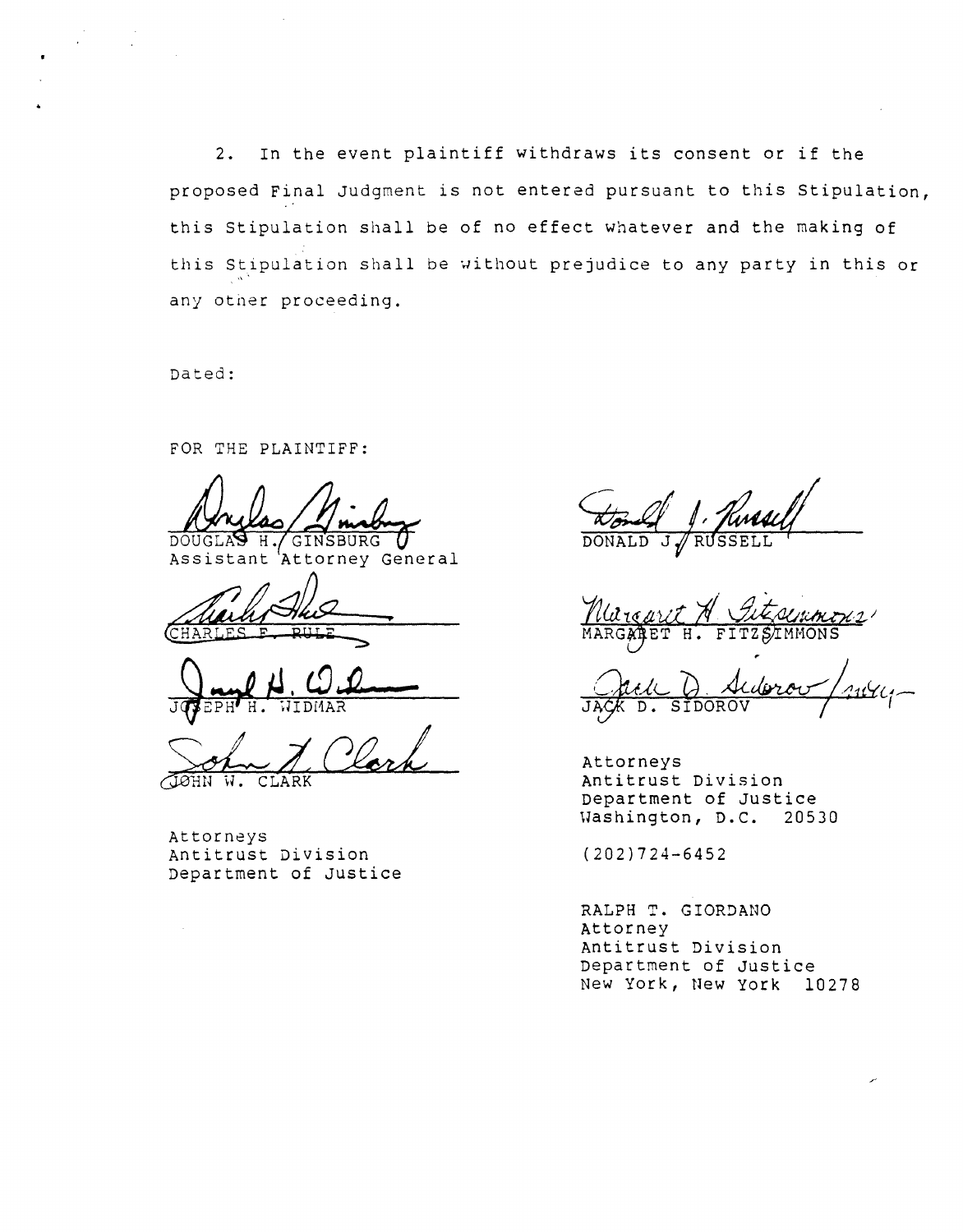2. In the event plaintiff withdraws its consent or if the proposed Final Judgment is not entered pursuant to this Stipulation, this Stipulation shall be of no effect whatever and the making of this Stipulation shall be without prejudice to any party in this or any other proceeding.

Dated:

FOR THE PLAINTIFF:

DOUGLAS H. GINSBURG
Assistant Attorney General

CHARLES F. RULE

JOSEPH H. WIDMAR

JOHN W. CLARK

Attorneys
Antitrust Division
Department of Justice

DONALD J. RUSSELL

MARGARET H. FITZSIMMONS

JACK D. SIDOROV

Attorneys
Antitrust Division
Department of Justice
Washington, D.C. 20530

(202)724-6452

RALPH T. GIORDANO
Attorney
Antitrust Division
Department of Justice
New York, New York 10278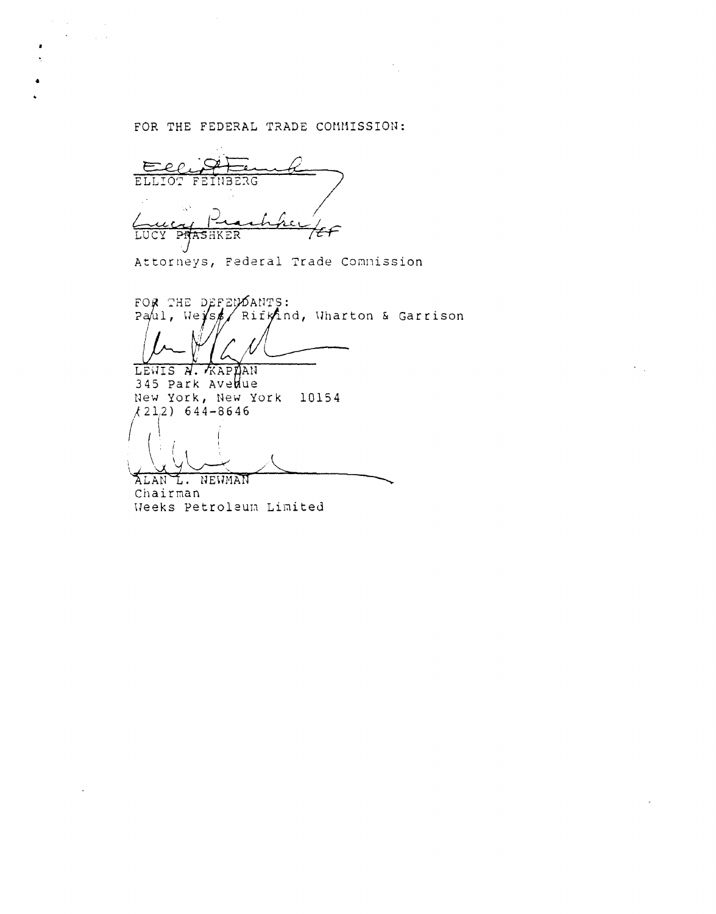FOR THE FEDERAL TRADE COMMISSION:

ELLIOT FEINBERG

LUCY PRASHKER

Attorneys, Federal Trade Commission

FOR THE DEFENDANTS:
Paul, Weiss, Rifkind, Wharton & Garrison

LEWIS A. KAPLAN
345 Park Avenue
New York, New York 10154
(212) 644-8646

ALAN L. NEWMAN
Chairman
Weeks Petroleum Limited